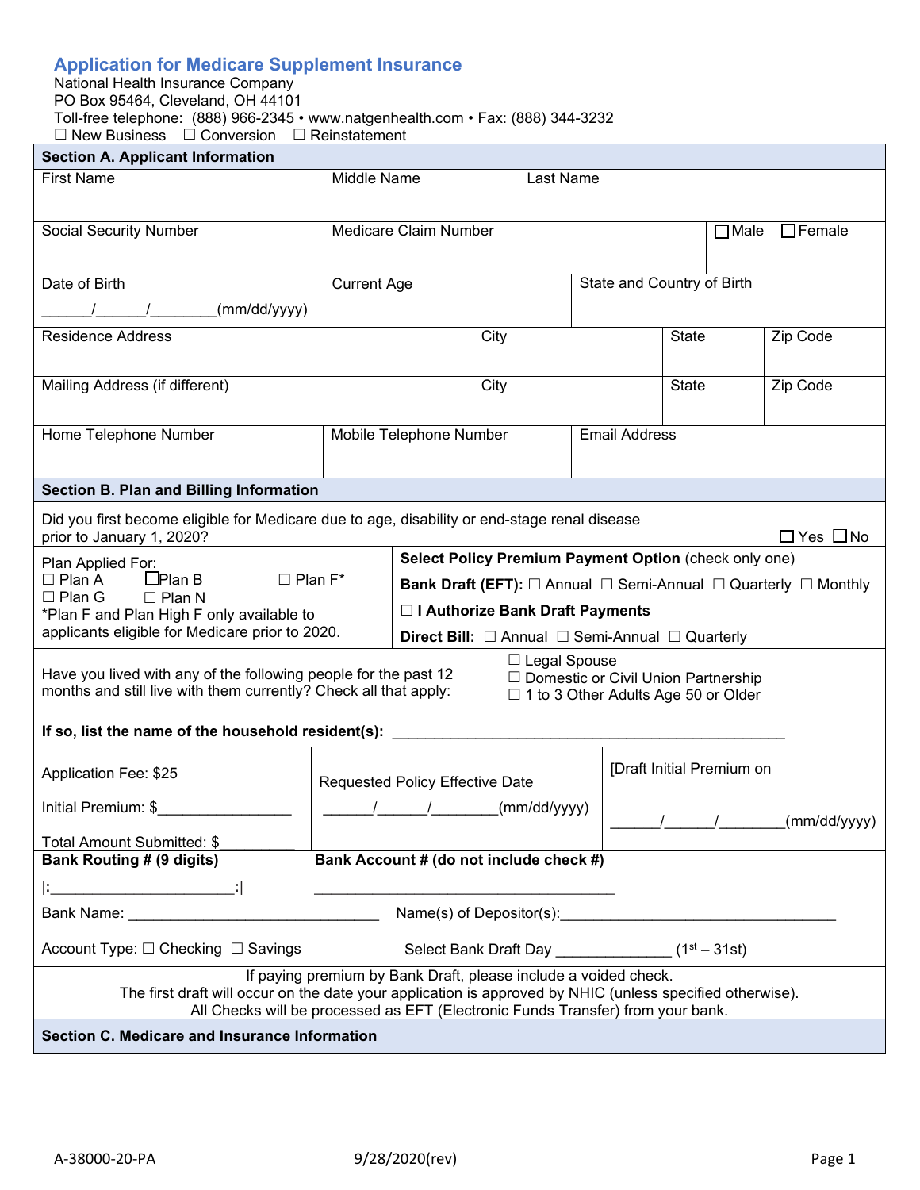## Application for Medicare Supplement Insurance

National Health Insurance Company
PO Box 95464, Cleveland, OH 44101
Toll-free telephone: (888) 966-2345 • www.natgenhealth.com • Fax: (888) 344-3232
☐ New Business ☐ Conversion ☐ Reinstatement

**Section A. Applicant Information**

| First Name | Middle Name | Last Name | |
|---|---|---|---|
| Social Security Number | Medicare Claim Number | | ☐ Male ☐ Female |
| Date of Birth ______/______/________(mm/dd/yyyy) | Current Age | State and Country of Birth | |

| Residence Address | City | State | Zip Code |
|---|---|---|---|
| Mailing Address (if different) | City | State | Zip Code |

| Home Telephone Number | Mobile Telephone Number | Email Address |
|---|---|---|
| | | |

**Section B. Plan and Billing Information**

Did you first become eligible for Medicare due to age, disability or end-stage renal disease prior to January 1, 2020? ☐ Yes ☐ No

Plan Applied For:
☐ Plan A ☐ Plan B ☐ Plan F*
☐ Plan G ☐ Plan N
*Plan F and Plan High F only available to applicants eligible for Medicare prior to 2020.

**Select Policy Premium Payment Option** (check only one)
**Bank Draft (EFT):** ☐ Annual ☐ Semi-Annual ☐ Quarterly ☐ Monthly
☐ **I Authorize Bank Draft Payments**
**Direct Bill:** ☐ Annual ☐ Semi-Annual ☐ Quarterly

Have you lived with any of the following people for the past 12 months and still live with them currently? Check all that apply:
☐ Legal Spouse
☐ Domestic or Civil Union Partnership
☐ 1 to 3 Other Adults Age 50 or Older

**If so, list the name of the household resident(s):** ________________________________________________

| Application Fee: $25<br>Initial Premium: $________________<br>Total Amount Submitted: $_________ | Requested Policy Effective Date<br>______/______/________(mm/dd/yyyy) | [Draft Initial Premium on<br>______/______/________(mm/dd/yyyy) |
|---|---|---|

**Bank Routing # (9 digits)** |:______________________:|

**Bank Account # (do not include check #)** ____________________________________

Bank Name: ______________________________ Name(s) of Depositor(s):_________________________________

Account Type: ☐ Checking ☐ Savings Select Bank Draft Day _____________ (1st – 31st)

If paying premium by Bank Draft, please include a voided check.
The first draft will occur on the date your application is approved by NHIC (unless specified otherwise).
All Checks will be processed as EFT (Electronic Funds Transfer) from your bank.

**Section C. Medicare and Insurance Information**

A-38000-20-PA 9/28/2020(rev)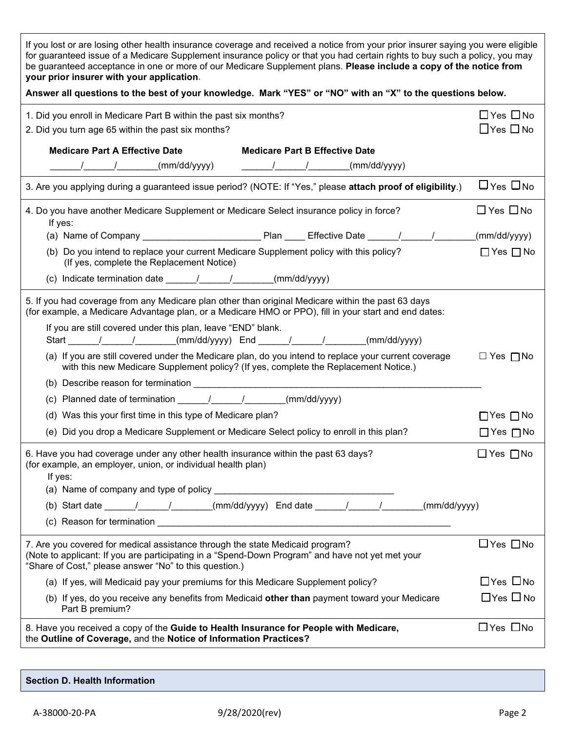If you lost or are losing other health insurance coverage and received a notice from your prior insurer saying you were eligible for guaranteed issue of a Medicare Supplement insurance policy or that you had certain rights to buy such a policy, you may be guaranteed acceptance in one or more of our Medicare Supplement plans. **Please include a copy of the notice from your prior insurer with your application**.

**Answer all questions to the best of your knowledge. Mark "YES" or "NO" with an "X" to the questions below.**

1. Did you enroll in Medicare Part B within the past six months? ☐ Yes ☐ No
2. Did you turn age 65 within the past six months? ☐ Yes ☐ No

**Medicare Part A Effective Date** ______/______/________(mm/dd/yyyy)

**Medicare Part B Effective Date** ______/______/________(mm/dd/yyyy)

3. Are you applying during a guaranteed issue period? (NOTE: If "Yes," please **attach proof of eligibility**.) ☐ Yes ☐ No

4. Do you have another Medicare Supplement or Medicare Select insurance policy in force? ☐ Yes ☐ No
   If yes:
   (a) Name of Company ______________________ Plan ____ Effective Date ______/______/________(mm/dd/yyyy)
   (b) Do you intend to replace your current Medicare Supplement policy with this policy? (If yes, complete the Replacement Notice) ☐ Yes ☐ No
   (c) Indicate termination date ______/______/________(mm/dd/yyyy)

5. If you had coverage from any Medicare plan other than original Medicare within the past 63 days (for example, a Medicare Advantage plan, or a Medicare HMO or PPO), fill in your start and end dates:

   If you are still covered under this plan, leave "END" blank.
   Start ______/______/________(mm/dd/yyyy) End ______/______/________(mm/dd/yyyy)
   (a) If you are still covered under the Medicare plan, do you intend to replace your current coverage with this new Medicare Supplement policy? (If yes, complete the Replacement Notice.) ☐ Yes ☐ No
   (b) Describe reason for termination ________________________________________________
   (c) Planned date of termination ______/______/________(mm/dd/yyyy)
   (d) Was this your first time in this type of Medicare plan? ☐ Yes ☐ No
   (e) Did you drop a Medicare Supplement or Medicare Select policy to enroll in this plan? ☐ Yes ☐ No

6. Have you had coverage under any other health insurance within the past 63 days? (for example, an employer, union, or individual health plan) ☐ Yes ☐ No
   If yes:
   (a) Name of company and type of policy ___________________________________
   (b) Start date ______/______/________(mm/dd/yyyy) End date ______/______/________(mm/dd/yyyy)
   (c) Reason for termination ___________________________________________________

7. Are you covered for medical assistance through the state Medicaid program? (Note to applicant: If you are participating in a "Spend-Down Program" and have not yet met your "Share of Cost," please answer "No" to this question.) ☐ Yes ☐ No
   (a) If yes, will Medicaid pay your premiums for this Medicare Supplement policy? ☐ Yes ☐ No
   (b) If yes, do you receive any benefits from Medicaid **other than** payment toward your Medicare Part B premium? ☐ Yes ☐ No

8. Have you received a copy of the **Guide to Health Insurance for People with Medicare,** the **Outline of Coverage,** and the **Notice of Information Practices?** ☐ Yes ☐ No

## Section D. Health Information

A-38000-20-PA 9/28/2020(rev)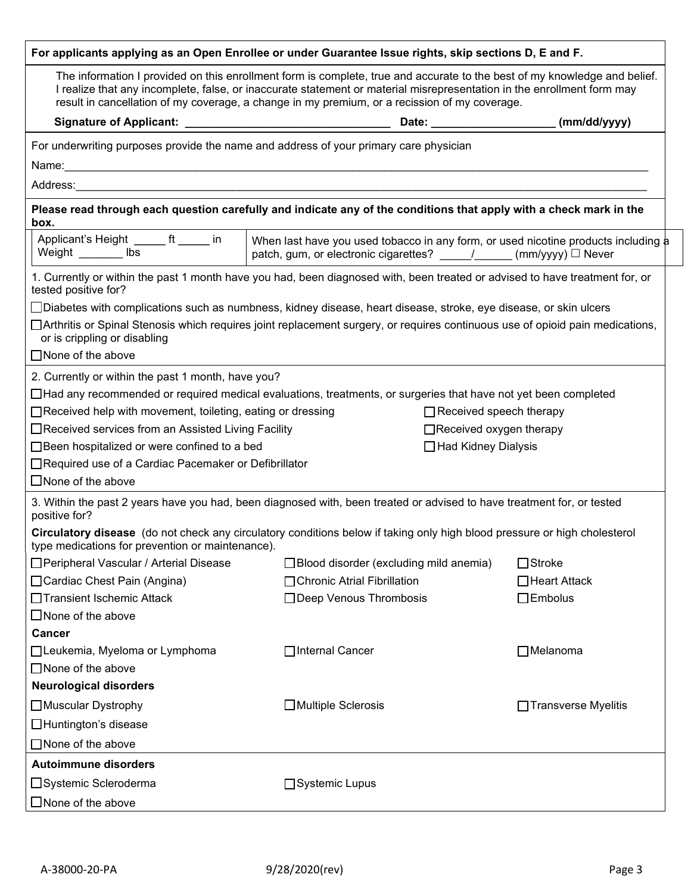**For applicants applying as an Open Enrollee or under Guarantee Issue rights, skip sections D, E and F.**

The information I provided on this enrollment form is complete, true and accurate to the best of my knowledge and belief. I realize that any incomplete, false, or inaccurate statement or material misrepresentation in the enrollment form may result in cancellation of my coverage, a change in my premium, or a recission of my coverage.

**Signature of Applicant: \_\_\_\_\_\_\_\_\_\_\_\_\_\_\_\_\_\_\_\_\_\_\_\_\_\_\_\_\_\_\_\_ Date: \_\_\_\_\_\_\_\_\_\_\_\_\_\_\_\_\_\_\_ (mm/dd/yyyy)**

For underwriting purposes provide the name and address of your primary care physician

Name:\_\_\_\_\_\_\_\_\_\_\_\_\_\_\_\_\_\_\_\_\_\_\_\_\_\_\_\_\_\_\_\_\_\_\_\_\_\_\_\_\_\_\_\_\_\_\_\_\_\_\_\_\_\_\_\_\_\_\_\_\_\_\_\_\_\_\_\_\_\_\_\_\_\_\_\_\_\_\_\_\_\_\_\_\_\_

Address:\_\_\_\_\_\_\_\_\_\_\_\_\_\_\_\_\_\_\_\_\_\_\_\_\_\_\_\_\_\_\_\_\_\_\_\_\_\_\_\_\_\_\_\_\_\_\_\_\_\_\_\_\_\_\_\_\_\_\_\_\_\_\_\_\_\_\_\_\_\_\_\_\_\_\_\_\_\_\_\_\_\_\_\_

**Please read through each question carefully and indicate any of the conditions that apply with a check mark in the box.**

| Applicant's Height \_\_\_\_\_ ft \_\_\_\_\_ in Weight \_\_\_\_\_\_\_ lbs | When last have you used tobacco in any form, or used nicotine products including a patch, gum, or electronic cigarettes? \_\_\_\_\_/\_\_\_\_\_\_ (mm/yyyy) ☐ Never |
|---|---|

1. Currently or within the past 1 month have you had, been diagnosed with, been treated or advised to have treatment for, or tested positive for?

☐ Diabetes with complications such as numbness, kidney disease, heart disease, stroke, eye disease, or skin ulcers

☐ Arthritis or Spinal Stenosis which requires joint replacement surgery, or requires continuous use of opioid pain medications, or is crippling or disabling

☐ None of the above

2. Currently or within the past 1 month, have you?

☐ Had any recommended or required medical evaluations, treatments, or surgeries that have not yet been completed

☐ Received help with movement, toileting, eating or dressing

☐ Received speech therapy

☐ Received services from an Assisted Living Facility

☐ Received oxygen therapy

☐ Been hospitalized or were confined to a bed

☐ Had Kidney Dialysis

☐ Required use of a Cardiac Pacemaker or Defibrillator

☐ None of the above

3. Within the past 2 years have you had, been diagnosed with, been treated or advised to have treatment for, or tested positive for?

**Circulatory disease** (do not check any circulatory conditions below if taking only high blood pressure or high cholesterol type medications for prevention or maintenance).

☐ Peripheral Vascular / Arterial Disease

☐ Blood disorder (excluding mild anemia)

☐ Stroke

☐ Cardiac Chest Pain (Angina)

☐ Chronic Atrial Fibrillation

☐ Heart Attack

☐ Transient Ischemic Attack

☐ Deep Venous Thrombosis

☐ Embolus

☐ None of the above

**Cancer**

☐ Leukemia, Myeloma or Lymphoma

☐ Internal Cancer

☐ Melanoma

☐ None of the above

**Neurological disorders**

☐ Muscular Dystrophy

☐ Multiple Sclerosis

☐ Transverse Myelitis

☐ Huntington's disease

☐ None of the above

**Autoimmune disorders**

☐ Systemic Scleroderma

☐ Systemic Lupus

☐ None of the above

A-38000-20-PA 9/28/2020(rev)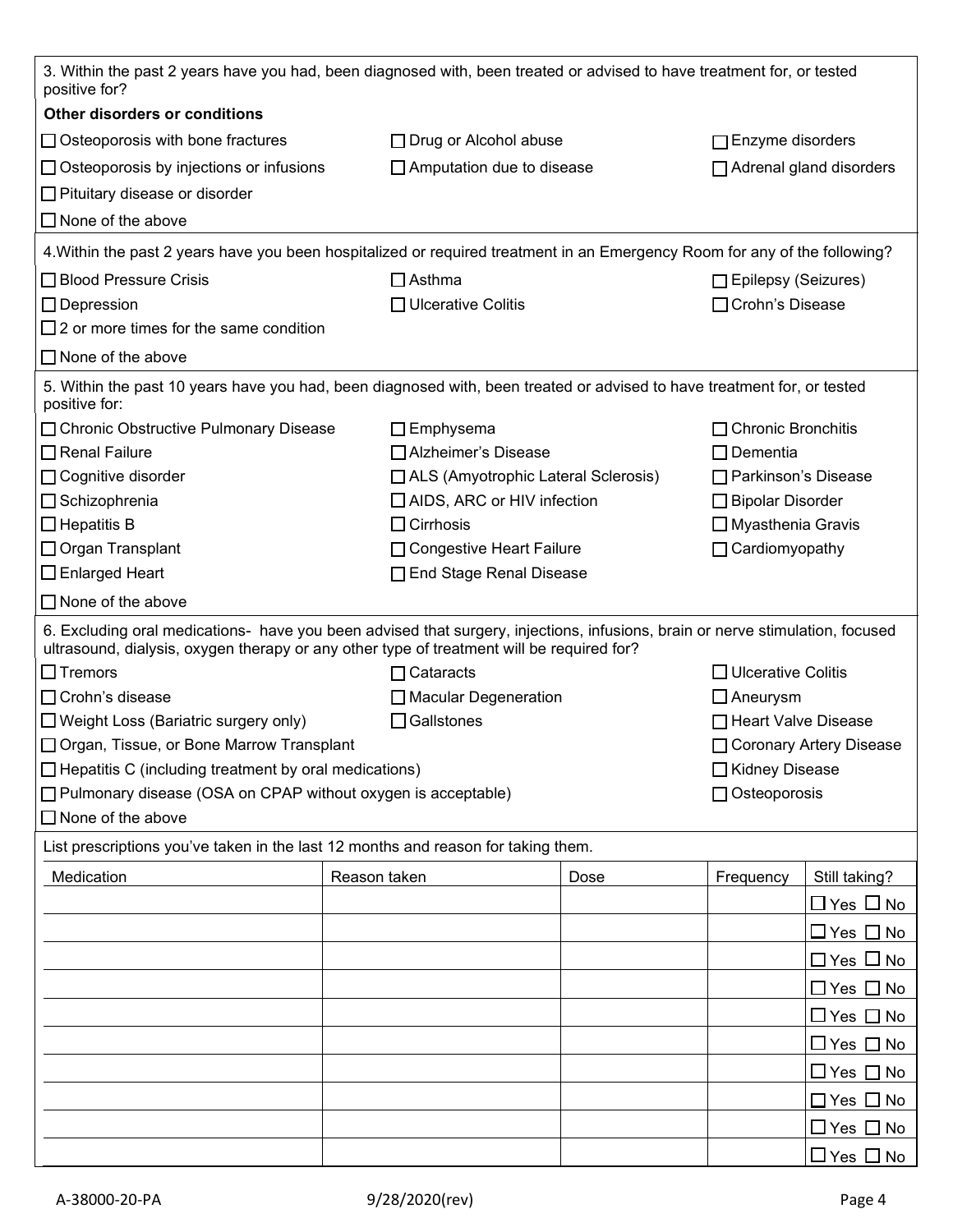3. Within the past 2 years have you had, been diagnosed with, been treated or advised to have treatment for, or tested positive for?

**Other disorders or conditions**

- ☐ Osteoporosis with bone fractures
- ☐ Drug or Alcohol abuse
- ☐ Enzyme disorders
- ☐ Osteoporosis by injections or infusions
- ☐ Amputation due to disease
- ☐ Adrenal gland disorders
- ☐ Pituitary disease or disorder
- ☐ None of the above

4. Within the past 2 years have you been hospitalized or required treatment in an Emergency Room for any of the following?

- ☐ Blood Pressure Crisis
- ☐ Asthma
- ☐ Epilepsy (Seizures)
- ☐ Depression
- ☐ Ulcerative Colitis
- ☐ Crohn's Disease
- ☐ 2 or more times for the same condition
- ☐ None of the above

5. Within the past 10 years have you had, been diagnosed with, been treated or advised to have treatment for, or tested positive for:

- ☐ Chronic Obstructive Pulmonary Disease
- ☐ Emphysema
- ☐ Chronic Bronchitis
- ☐ Renal Failure
- ☐ Alzheimer's Disease
- ☐ Dementia
- ☐ Cognitive disorder
- ☐ ALS (Amyotrophic Lateral Sclerosis)
- ☐ Parkinson's Disease
- ☐ Schizophrenia
- ☐ AIDS, ARC or HIV infection
- ☐ Bipolar Disorder
- ☐ Hepatitis B
- ☐ Cirrhosis
- ☐ Myasthenia Gravis
- ☐ Organ Transplant
- ☐ Congestive Heart Failure
- ☐ Cardiomyopathy
- ☐ Enlarged Heart
- ☐ End Stage Renal Disease
- ☐ None of the above

6. Excluding oral medications- have you been advised that surgery, injections, infusions, brain or nerve stimulation, focused ultrasound, dialysis, oxygen therapy or any other type of treatment will be required for?

- ☐ Tremors
- ☐ Cataracts
- ☐ Ulcerative Colitis
- ☐ Crohn's disease
- ☐ Macular Degeneration
- ☐ Aneurysm
- ☐ Weight Loss (Bariatric surgery only)
- ☐ Gallstones
- ☐ Heart Valve Disease
- ☐ Organ, Tissue, or Bone Marrow Transplant
- ☐ Coronary Artery Disease
- ☐ Hepatitis C (including treatment by oral medications)
- ☐ Kidney Disease
- ☐ Pulmonary disease (OSA on CPAP without oxygen is acceptable)
- ☐ Osteoporosis
- ☐ None of the above

List prescriptions you've taken in the last 12 months and reason for taking them.

| Medication | Reason taken | Dose | Frequency | Still taking? |
|---|---|---|---|---|
| | | | | ☐ Yes ☐ No |
| | | | | ☐ Yes ☐ No |
| | | | | ☐ Yes ☐ No |
| | | | | ☐ Yes ☐ No |
| | | | | ☐ Yes ☐ No |
| | | | | ☐ Yes ☐ No |
| | | | | ☐ Yes ☐ No |
| | | | | ☐ Yes ☐ No |
| | | | | ☐ Yes ☐ No |
| | | | | ☐ Yes ☐ No |

A-38000-20-PA 9/28/2020(rev)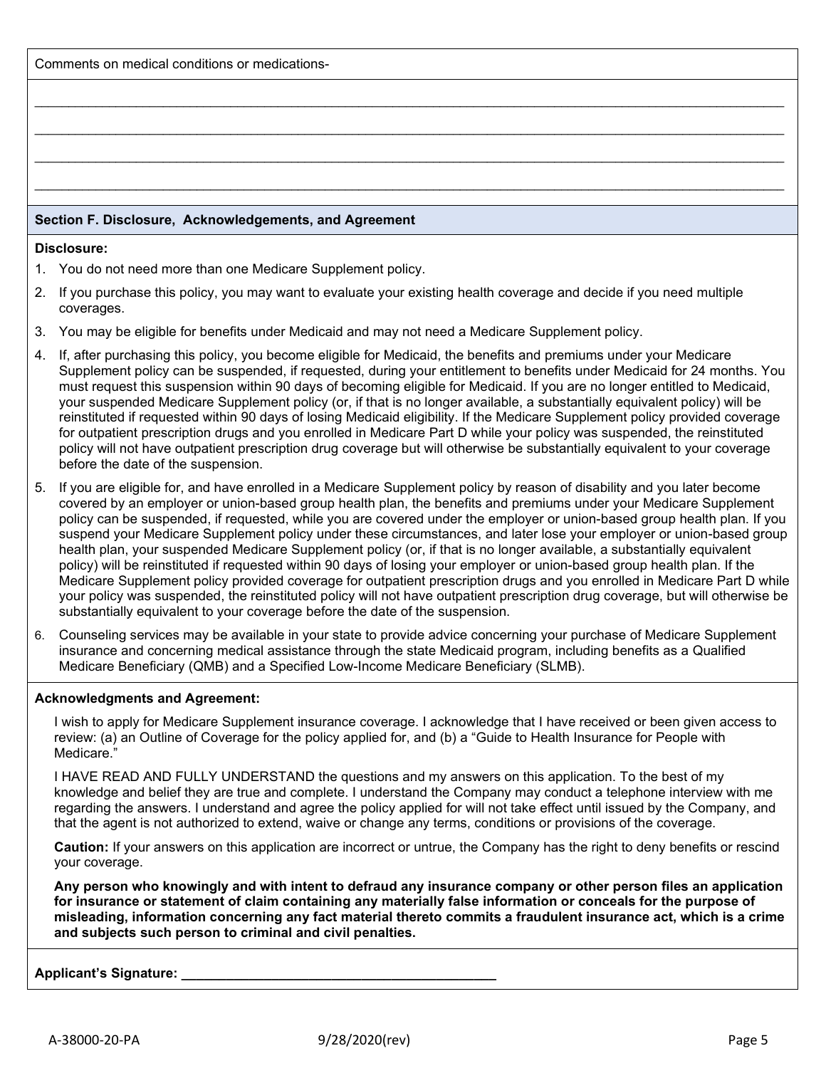Comments on medical conditions or medications-

\_\_\_\_\_\_\_\_\_\_\_\_\_\_\_\_\_\_\_\_\_\_\_\_\_\_\_\_\_\_\_\_\_\_\_\_\_\_\_\_\_\_\_\_\_\_\_\_\_\_\_\_\_\_\_\_\_\_\_\_\_\_\_\_\_\_\_\_\_\_\_\_\_\_\_\_

\_\_\_\_\_\_\_\_\_\_\_\_\_\_\_\_\_\_\_\_\_\_\_\_\_\_\_\_\_\_\_\_\_\_\_\_\_\_\_\_\_\_\_\_\_\_\_\_\_\_\_\_\_\_\_\_\_\_\_\_\_\_\_\_\_\_\_\_\_\_\_\_\_\_\_\_

\_\_\_\_\_\_\_\_\_\_\_\_\_\_\_\_\_\_\_\_\_\_\_\_\_\_\_\_\_\_\_\_\_\_\_\_\_\_\_\_\_\_\_\_\_\_\_\_\_\_\_\_\_\_\_\_\_\_\_\_\_\_\_\_\_\_\_\_\_\_\_\_\_\_\_\_

\_\_\_\_\_\_\_\_\_\_\_\_\_\_\_\_\_\_\_\_\_\_\_\_\_\_\_\_\_\_\_\_\_\_\_\_\_\_\_\_\_\_\_\_\_\_\_\_\_\_\_\_\_\_\_\_\_\_\_\_\_\_\_\_\_\_\_\_\_\_\_\_\_\_\_\_

## Section F. Disclosure, Acknowledgements, and Agreement

**Disclosure:**

1. You do not need more than one Medicare Supplement policy.
2. If you purchase this policy, you may want to evaluate your existing health coverage and decide if you need multiple coverages.
3. You may be eligible for benefits under Medicaid and may not need a Medicare Supplement policy.
4. If, after purchasing this policy, you become eligible for Medicaid, the benefits and premiums under your Medicare Supplement policy can be suspended, if requested, during your entitlement to benefits under Medicaid for 24 months. You must request this suspension within 90 days of becoming eligible for Medicaid. If you are no longer entitled to Medicaid, your suspended Medicare Supplement policy (or, if that is no longer available, a substantially equivalent policy) will be reinstituted if requested within 90 days of losing Medicaid eligibility. If the Medicare Supplement policy provided coverage for outpatient prescription drugs and you enrolled in Medicare Part D while your policy was suspended, the reinstituted policy will not have outpatient prescription drug coverage but will otherwise be substantially equivalent to your coverage before the date of the suspension.
5. If you are eligible for, and have enrolled in a Medicare Supplement policy by reason of disability and you later become covered by an employer or union-based group health plan, the benefits and premiums under your Medicare Supplement policy can be suspended, if requested, while you are covered under the employer or union-based group health plan. If you suspend your Medicare Supplement policy under these circumstances, and later lose your employer or union-based group health plan, your suspended Medicare Supplement policy (or, if that is no longer available, a substantially equivalent policy) will be reinstituted if requested within 90 days of losing your employer or union-based group health plan. If the Medicare Supplement policy provided coverage for outpatient prescription drugs and you enrolled in Medicare Part D while your policy was suspended, the reinstituted policy will not have outpatient prescription drug coverage, but will otherwise be substantially equivalent to your coverage before the date of the suspension.
6. Counseling services may be available in your state to provide advice concerning your purchase of Medicare Supplement insurance and concerning medical assistance through the state Medicaid program, including benefits as a Qualified Medicare Beneficiary (QMB) and a Specified Low-Income Medicare Beneficiary (SLMB).

**Acknowledgments and Agreement:**

I wish to apply for Medicare Supplement insurance coverage. I acknowledge that I have received or been given access to review: (a) an Outline of Coverage for the policy applied for, and (b) a "Guide to Health Insurance for People with Medicare."

I HAVE READ AND FULLY UNDERSTAND the questions and my answers on this application. To the best of my knowledge and belief they are true and complete. I understand the Company may conduct a telephone interview with me regarding the answers. I understand and agree the policy applied for will not take effect until issued by the Company, and that the agent is not authorized to extend, waive or change any terms, conditions or provisions of the coverage.

**Caution:** If your answers on this application are incorrect or untrue, the Company has the right to deny benefits or rescind your coverage.

**Any person who knowingly and with intent to defraud any insurance company or other person files an application for insurance or statement of claim containing any materially false information or conceals for the purpose of misleading, information concerning any fact material thereto commits a fraudulent insurance act, which is a crime and subjects such person to criminal and civil penalties.**

**Applicant's Signature: \_\_\_\_\_\_\_\_\_\_\_\_\_\_\_\_\_\_\_\_\_\_\_\_\_\_\_\_\_\_\_\_\_\_\_\_\_\_\_\_**

A-38000-20-PA 9/28/2020(rev)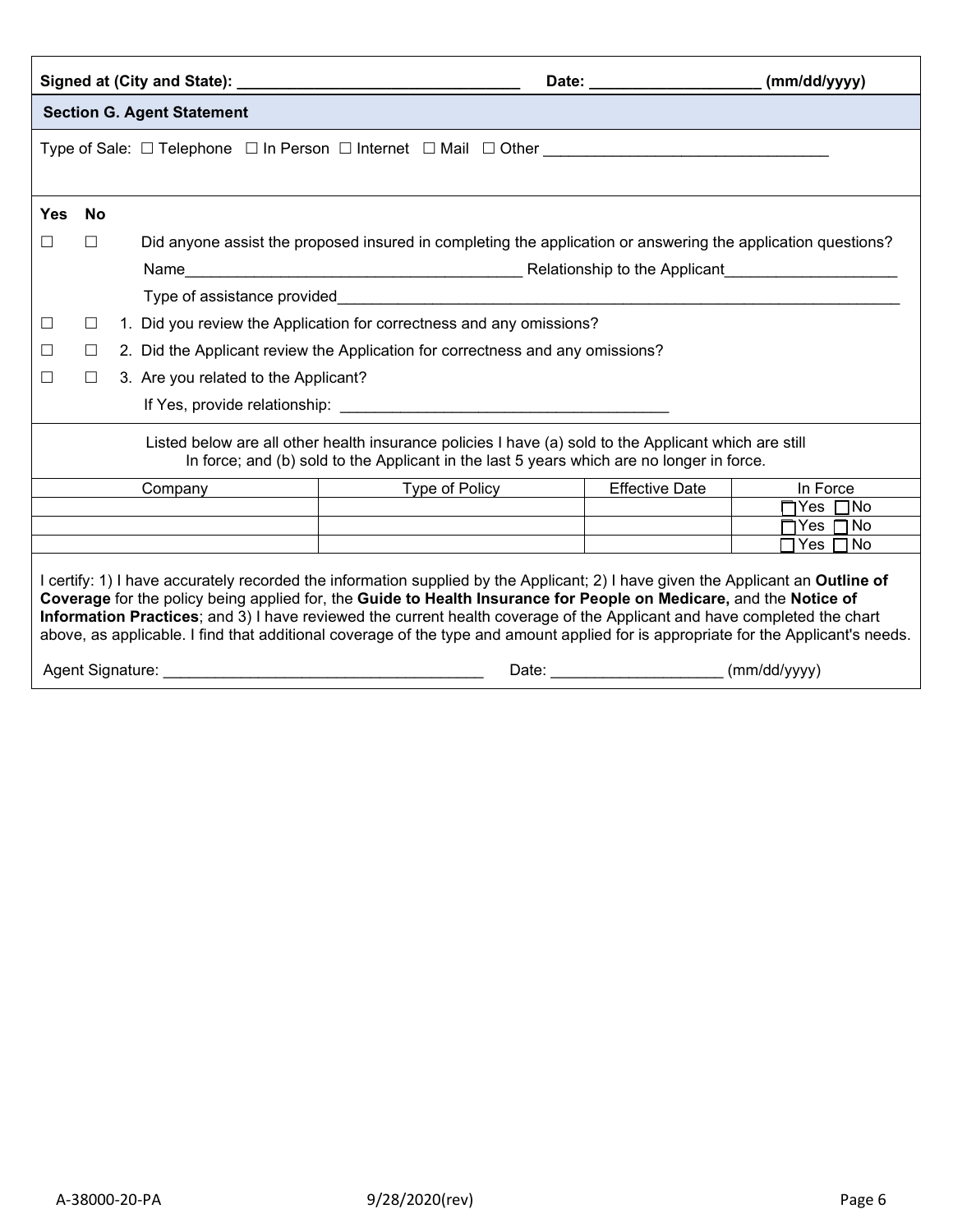**Signed at (City and State):** ________________________________ **Date:** ___________________ **(mm/dd/yyyy)**

## Section G. Agent Statement

Type of Sale: ☐ Telephone ☐ In Person ☐ Internet ☐ Mail ☐ Other ________________________________

| Yes | No | |
|---|---|---|
| ☐ | ☐ | Did anyone assist the proposed insured in completing the application or answering the application questions?<br>Name______________________________________ Relationship to the Applicant___________________<br>Type of assistance provided_________________________________________________________________ |
| ☐ | ☐ | 1. Did you review the Application for correctness and any omissions? |
| ☐ | ☐ | 2. Did the Applicant review the Application for correctness and any omissions? |
| ☐ | ☐ | 3. Are you related to the Applicant?<br>If Yes, provide relationship: ______________________________________ |

Listed below are all other health insurance policies I have (a) sold to the Applicant which are still In force; and (b) sold to the Applicant in the last 5 years which are no longer in force.

| Company | Type of Policy | Effective Date | In Force |
|---|---|---|---|
| | | | ☐Yes ☐No |
| | | | ☐Yes ☐No |
| | | | ☐Yes ☐No |

I certify: 1) I have accurately recorded the information supplied by the Applicant; 2) I have given the Applicant an **Outline of Coverage** for the policy being applied for, the **Guide to Health Insurance for People on Medicare,** and the **Notice of Information Practices**; and 3) I have reviewed the current health coverage of the Applicant and have completed the chart above, as applicable. I find that additional coverage of the type and amount applied for is appropriate for the Applicant's needs.

Agent Signature: _____________________________________ Date: ___________________ (mm/dd/yyyy)

A-38000-20-PA 9/28/2020(rev)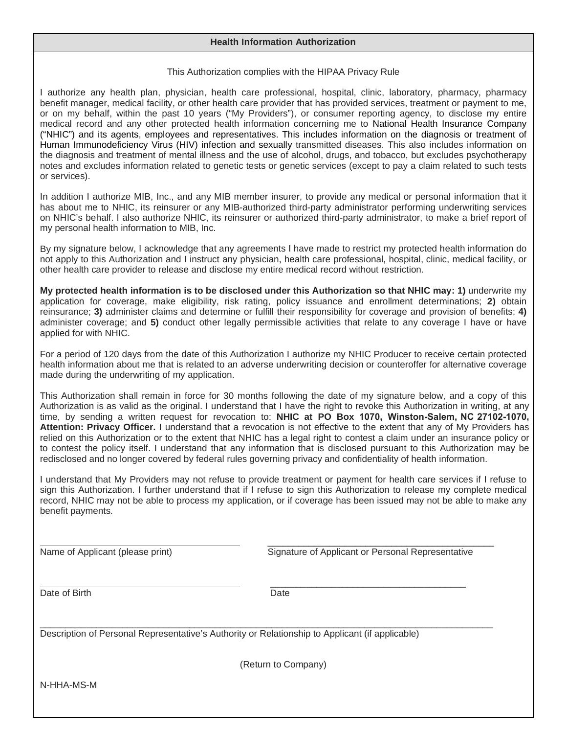## Health Information Authorization

This Authorization complies with the HIPAA Privacy Rule

I authorize any health plan, physician, health care professional, hospital, clinic, laboratory, pharmacy, pharmacy benefit manager, medical facility, or other health care provider that has provided services, treatment or payment to me, or on my behalf, within the past 10 years ("My Providers"), or consumer reporting agency, to disclose my entire medical record and any other protected health information concerning me to National Health Insurance Company ("NHIC") and its agents, employees and representatives. This includes information on the diagnosis or treatment of Human Immunodeficiency Virus (HIV) infection and sexually transmitted diseases. This also includes information on the diagnosis and treatment of mental illness and the use of alcohol, drugs, and tobacco, but excludes psychotherapy notes and excludes information related to genetic tests or genetic services (except to pay a claim related to such tests or services).

In addition I authorize MIB, Inc., and any MIB member insurer, to provide any medical or personal information that it has about me to NHIC, its reinsurer or any MIB-authorized third-party administrator performing underwriting services on NHIC's behalf. I also authorize NHIC, its reinsurer or authorized third-party administrator, to make a brief report of my personal health information to MIB, Inc.

By my signature below, I acknowledge that any agreements I have made to restrict my protected health information do not apply to this Authorization and I instruct any physician, health care professional, hospital, clinic, medical facility, or other health care provider to release and disclose my entire medical record without restriction.

**My protected health information is to be disclosed under this Authorization so that NHIC may: 1)** underwrite my application for coverage, make eligibility, risk rating, policy issuance and enrollment determinations; **2)** obtain reinsurance; **3)** administer claims and determine or fulfill their responsibility for coverage and provision of benefits; **4)** administer coverage; and **5)** conduct other legally permissible activities that relate to any coverage I have or have applied for with NHIC.

For a period of 120 days from the date of this Authorization I authorize my NHIC Producer to receive certain protected health information about me that is related to an adverse underwriting decision or counteroffer for alternative coverage made during the underwriting of my application.

This Authorization shall remain in force for 30 months following the date of my signature below, and a copy of this Authorization is as valid as the original. I understand that I have the right to revoke this Authorization in writing, at any time, by sending a written request for revocation to: **NHIC at PO Box 1070, Winston-Salem, NC 27102-1070, Attention: Privacy Officer.** I understand that a revocation is not effective to the extent that any of My Providers has relied on this Authorization or to the extent that NHIC has a legal right to contest a claim under an insurance policy or to contest the policy itself. I understand that any information that is disclosed pursuant to this Authorization may be redisclosed and no longer covered by federal rules governing privacy and confidentiality of health information.

I understand that My Providers may not refuse to provide treatment or payment for health care services if I refuse to sign this Authorization. I further understand that if I refuse to sign this Authorization to release my complete medical record, NHIC may not be able to process my application, or if coverage has been issued may not be able to make any benefit payments.

_______________________________________ Name of Applicant (please print)

_______________________________________ Signature of Applicant or Personal Representative

_______________________________________ Date of Birth

_______________________________________ Date

_______________________________________ Description of Personal Representative's Authority or Relationship to Applicant (if applicable)

(Return to Company)

N-HHA-MS-M